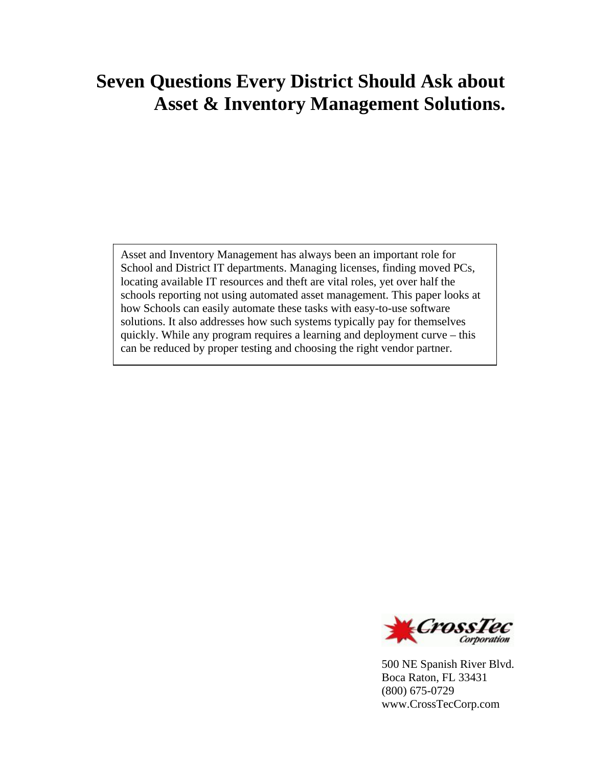# Seven Questions Every District Should Ask about Asset & Inventory Management Solutions.

Asset and Inventory Management has always been an important role for School and District IT departments. Managing licenses, finding moved PCs, locating available IT resources and theft are vital roles, yet over half the schools reporting not using automated asset management. This paper looks at how Schools can easily automate these tasks with easy-to-use software solutions. It also addresses how such systems typically pay for themselves quickly. While any program requires a learning and deployment curve – this can be reduced by proper testing and choosing the right vendor partner.

CrossTec Corporation

500 NE Spanish River Blvd.
Boca Raton, FL 33431
(800) 675-0729
www.CrossTecCorp.com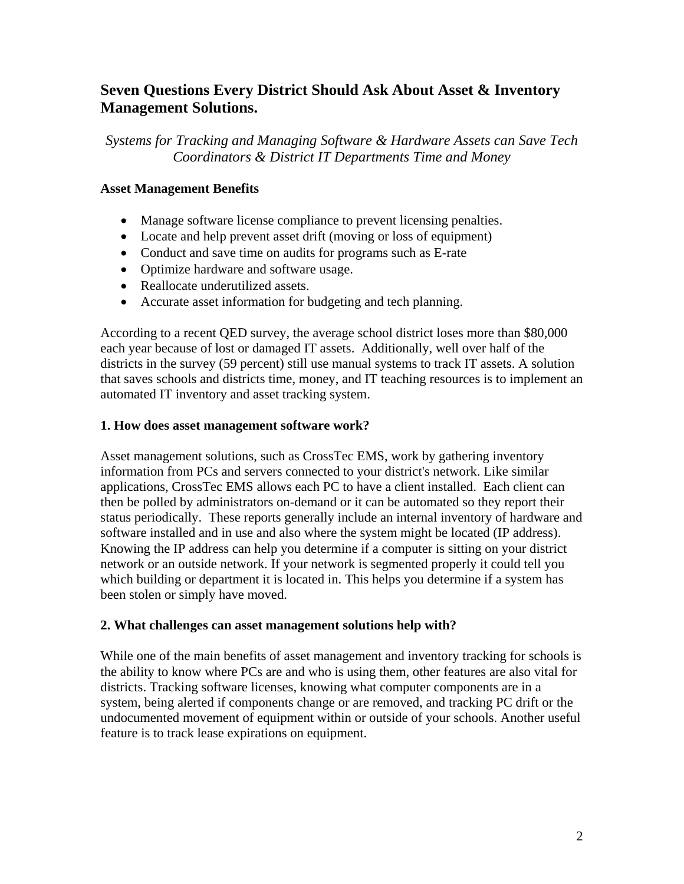## Seven Questions Every District Should Ask About Asset & Inventory Management Solutions.

*Systems for Tracking and Managing Software & Hardware Assets can Save Tech Coordinators & District IT Departments Time and Money*

**Asset Management Benefits**

- Manage software license compliance to prevent licensing penalties.
- Locate and help prevent asset drift (moving or loss of equipment)
- Conduct and save time on audits for programs such as E-rate
- Optimize hardware and software usage.
- Reallocate underutilized assets.
- Accurate asset information for budgeting and tech planning.

According to a recent QED survey, the average school district loses more than $80,000 each year because of lost or damaged IT assets. Additionally, well over half of the districts in the survey (59 percent) still use manual systems to track IT assets. A solution that saves schools and districts time, money, and IT teaching resources is to implement an automated IT inventory and asset tracking system.

**1. How does asset management software work?**

Asset management solutions, such as CrossTec EMS, work by gathering inventory information from PCs and servers connected to your district's network. Like similar applications, CrossTec EMS allows each PC to have a client installed. Each client can then be polled by administrators on-demand or it can be automated so they report their status periodically. These reports generally include an internal inventory of hardware and software installed and in use and also where the system might be located (IP address). Knowing the IP address can help you determine if a computer is sitting on your district network or an outside network. If your network is segmented properly it could tell you which building or department it is located in. This helps you determine if a system has been stolen or simply have moved.

**2. What challenges can asset management solutions help with?**

While one of the main benefits of asset management and inventory tracking for schools is the ability to know where PCs are and who is using them, other features are also vital for districts. Tracking software licenses, knowing what computer components are in a system, being alerted if components change or are removed, and tracking PC drift or the undocumented movement of equipment within or outside of your schools. Another useful feature is to track lease expirations on equipment.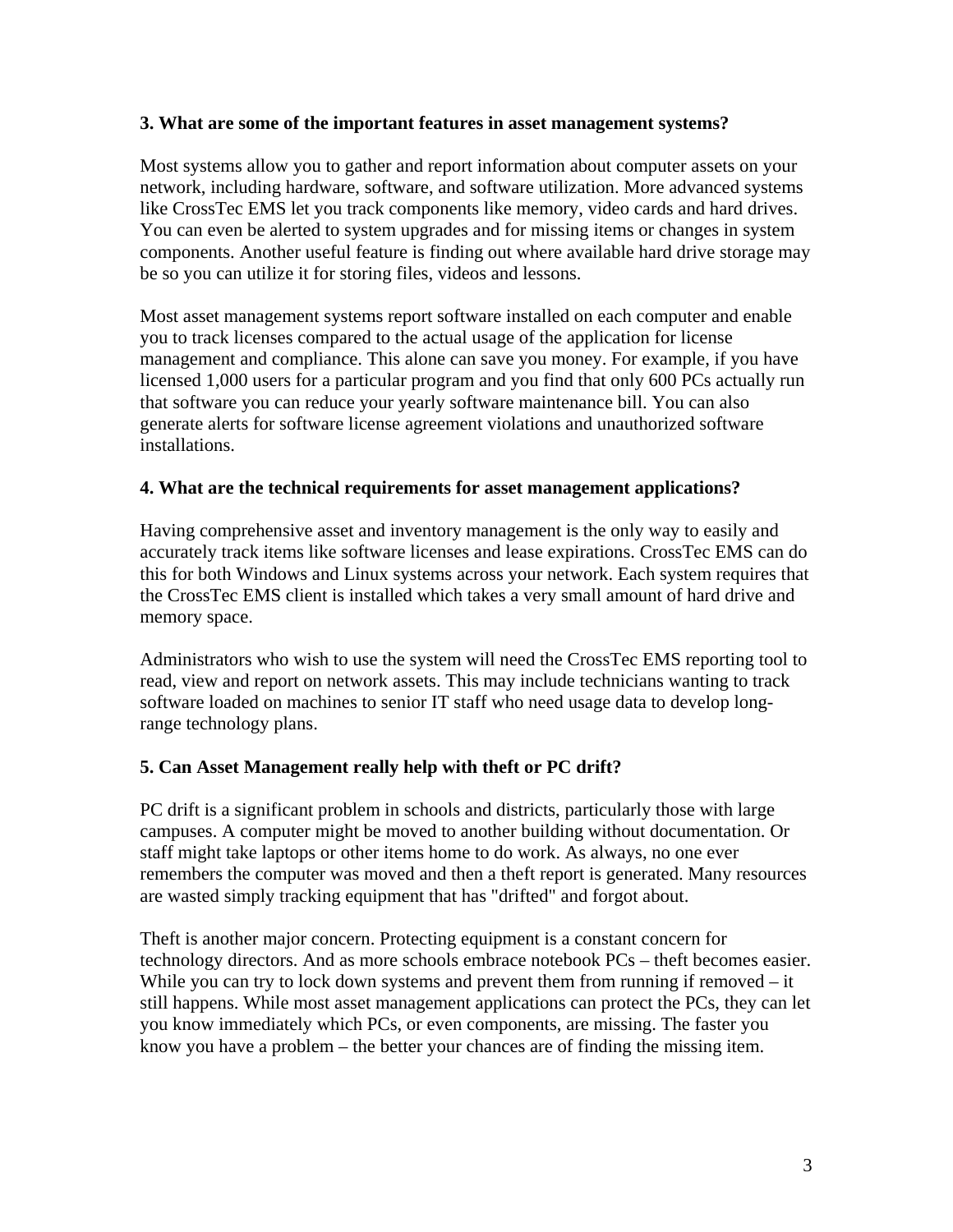**3. What are some of the important features in asset management systems?**

Most systems allow you to gather and report information about computer assets on your network, including hardware, software, and software utilization. More advanced systems like CrossTec EMS let you track components like memory, video cards and hard drives. You can even be alerted to system upgrades and for missing items or changes in system components. Another useful feature is finding out where available hard drive storage may be so you can utilize it for storing files, videos and lessons.

Most asset management systems report software installed on each computer and enable you to track licenses compared to the actual usage of the application for license management and compliance. This alone can save you money. For example, if you have licensed 1,000 users for a particular program and you find that only 600 PCs actually run that software you can reduce your yearly software maintenance bill. You can also generate alerts for software license agreement violations and unauthorized software installations.

**4. What are the technical requirements for asset management applications?**

Having comprehensive asset and inventory management is the only way to easily and accurately track items like software licenses and lease expirations. CrossTec EMS can do this for both Windows and Linux systems across your network. Each system requires that the CrossTec EMS client is installed which takes a very small amount of hard drive and memory space.

Administrators who wish to use the system will need the CrossTec EMS reporting tool to read, view and report on network assets. This may include technicians wanting to track software loaded on machines to senior IT staff who need usage data to develop long-range technology plans.

**5. Can Asset Management really help with theft or PC drift?**

PC drift is a significant problem in schools and districts, particularly those with large campuses. A computer might be moved to another building without documentation. Or staff might take laptops or other items home to do work. As always, no one ever remembers the computer was moved and then a theft report is generated. Many resources are wasted simply tracking equipment that has "drifted" and forgot about.

Theft is another major concern. Protecting equipment is a constant concern for technology directors. And as more schools embrace notebook PCs – theft becomes easier. While you can try to lock down systems and prevent them from running if removed – it still happens. While most asset management applications can protect the PCs, they can let you know immediately which PCs, or even components, are missing. The faster you know you have a problem – the better your chances are of finding the missing item.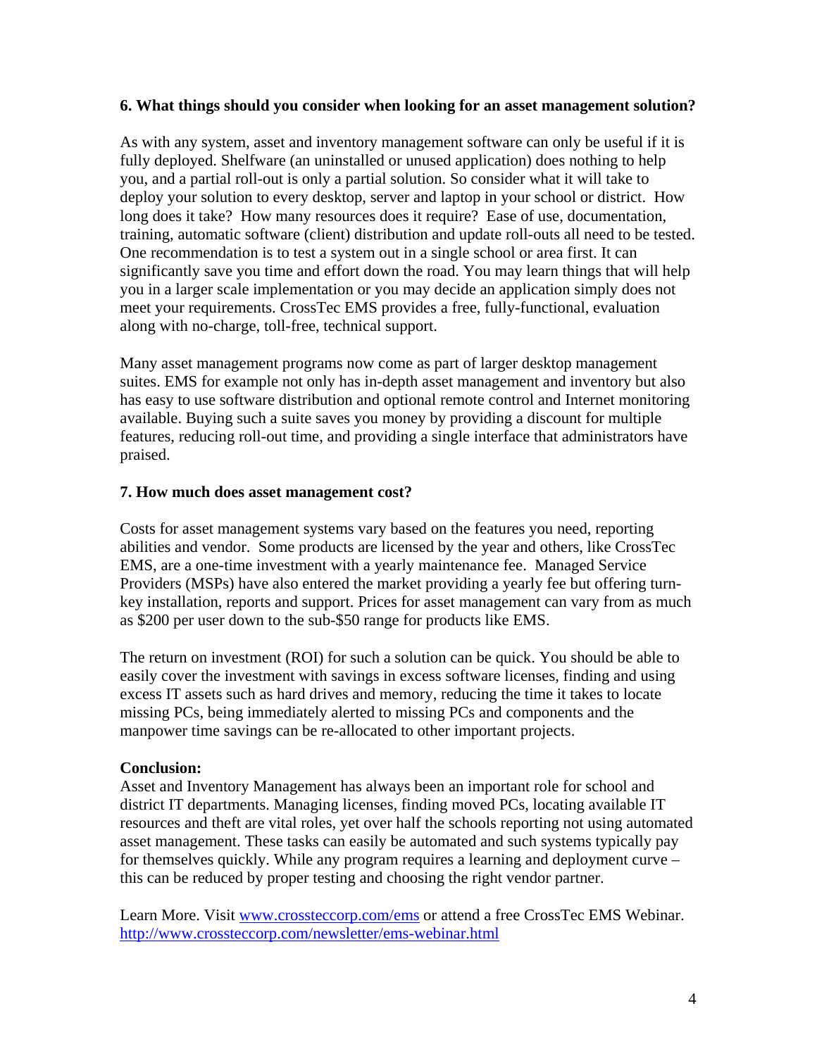### 6. What things should you consider when looking for an asset management solution?

As with any system, asset and inventory management software can only be useful if it is fully deployed. Shelfware (an uninstalled or unused application) does nothing to help you, and a partial roll-out is only a partial solution. So consider what it will take to deploy your solution to every desktop, server and laptop in your school or district. How long does it take? How many resources does it require? Ease of use, documentation, training, automatic software (client) distribution and update roll-outs all need to be tested. One recommendation is to test a system out in a single school or area first. It can significantly save you time and effort down the road. You may learn things that will help you in a larger scale implementation or you may decide an application simply does not meet your requirements. CrossTec EMS provides a free, fully-functional, evaluation along with no-charge, toll-free, technical support.

Many asset management programs now come as part of larger desktop management suites. EMS for example not only has in-depth asset management and inventory but also has easy to use software distribution and optional remote control and Internet monitoring available. Buying such a suite saves you money by providing a discount for multiple features, reducing roll-out time, and providing a single interface that administrators have praised.

### 7. How much does asset management cost?

Costs for asset management systems vary based on the features you need, reporting abilities and vendor. Some products are licensed by the year and others, like CrossTec EMS, are a one-time investment with a yearly maintenance fee. Managed Service Providers (MSPs) have also entered the market providing a yearly fee but offering turn-key installation, reports and support. Prices for asset management can vary from as much as $200 per user down to the sub-$50 range for products like EMS.

The return on investment (ROI) for such a solution can be quick. You should be able to easily cover the investment with savings in excess software licenses, finding and using excess IT assets such as hard drives and memory, reducing the time it takes to locate missing PCs, being immediately alerted to missing PCs and components and the manpower time savings can be re-allocated to other important projects.

**Conclusion:**
Asset and Inventory Management has always been an important role for school and district IT departments. Managing licenses, finding moved PCs, locating available IT resources and theft are vital roles, yet over half the schools reporting not using automated asset management. These tasks can easily be automated and such systems typically pay for themselves quickly. While any program requires a learning and deployment curve – this can be reduced by proper testing and choosing the right vendor partner.

Learn More. Visit [www.crossteccorp.com/ems](http://www.crossteccorp.com/ems) or attend a free CrossTec EMS Webinar.
[http://www.crossteccorp.com/newsletter/ems-webinar.html](http://www.crossteccorp.com/newsletter/ems-webinar.html)